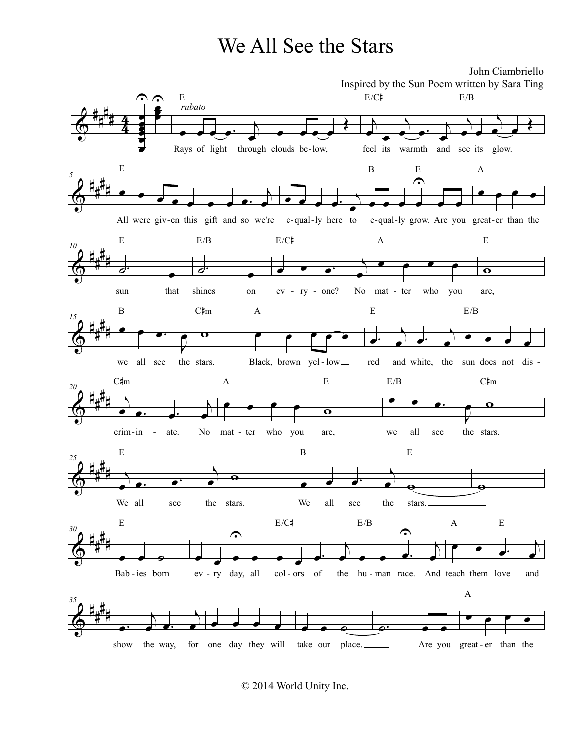# We All See the Stars

John Ciambriello
Inspired by the Sun Poem written by Sara Ting

*rubato*

Rays of light through clouds below, feel its warmth and see its glow. All were given this gift and so we're equally here to equally grow. Are you greater than the sun that shines on everyone? No matter who you are, we all see the stars. Black, brown yellow red and white, the sun does not discriminate. No matter who you are, we all see the stars. We all see the stars. We all see the stars.

Babies born every day, all colors of the human race. And teach them love and show the way, for one day they will take our place. Are you greater than the

© 2014 World Unity Inc.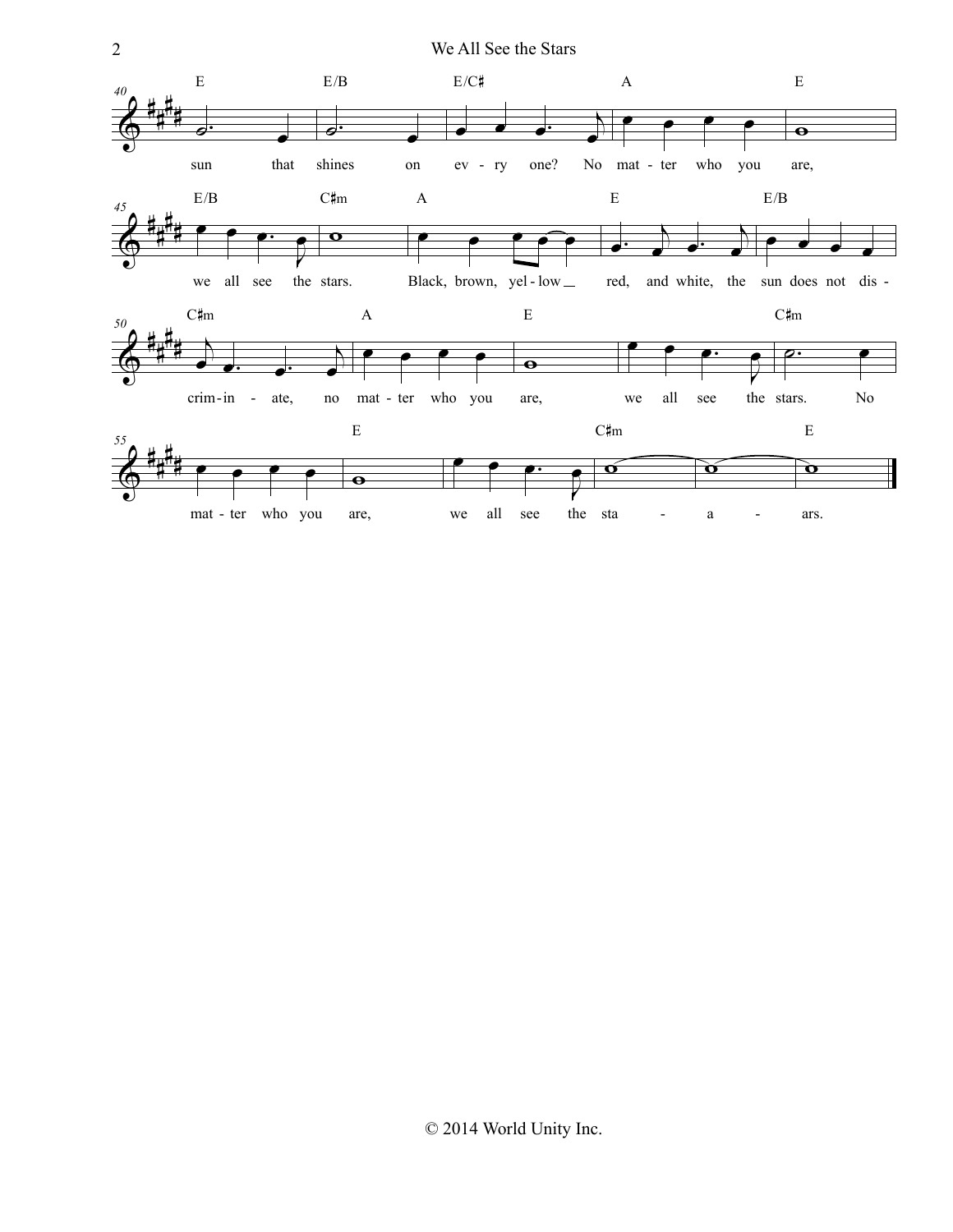E E/B E/C♯ A E

40

sun that shines on ev - ry one? No mat - ter who you are,

E/B C♯m A E E/B

45

we all see the stars. Black, brown, yel - low red, and white, the sun does not dis -

C♯m A E C♯m

50

crim - in - ate, no mat - ter who you are, we all see the stars. No

E C♯m E

55

mat - ter who you are, we all see the sta - a - ars.

© 2014 World Unity Inc.